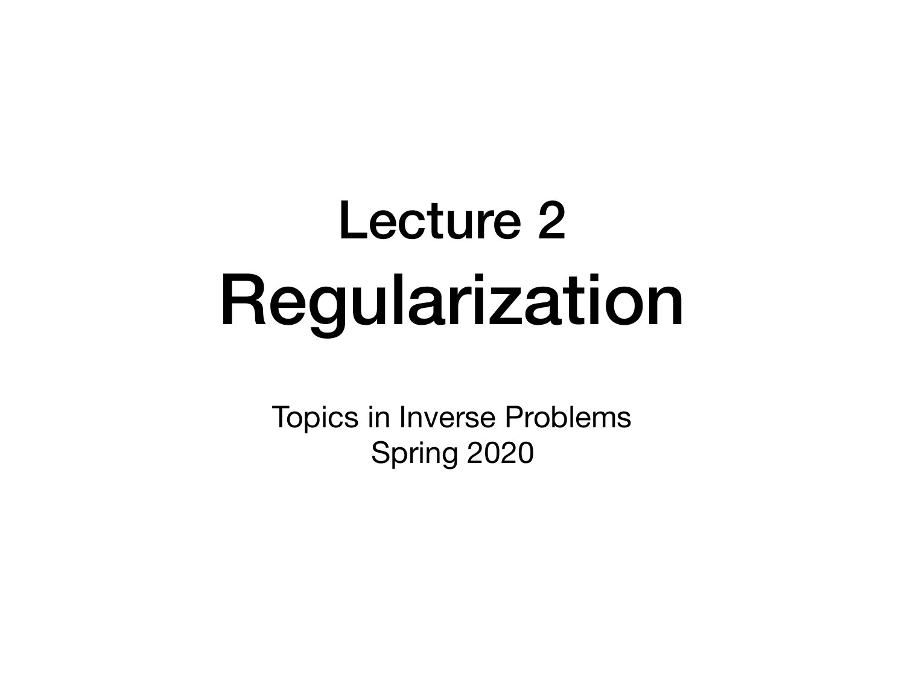# Lecture 2
# Regularization

Topics in Inverse Problems
Spring 2020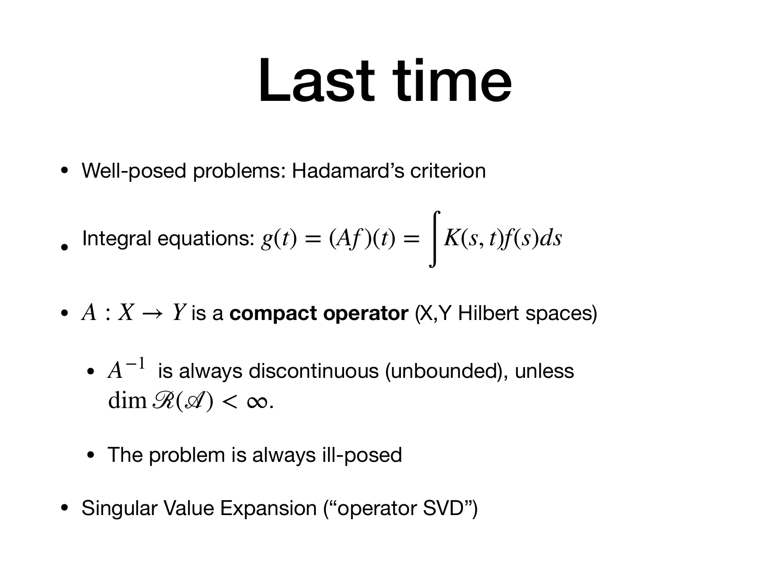# Last time

- Well-posed problems: Hadamard's criterion
- Integral equations: $g(t) = (Af)(t) = \int K(s,t)f(s)ds$
- $A : X \to Y$ is a **compact operator** (X,Y Hilbert spaces)
  - $A^{-1}$ is always discontinuous (unbounded), unless $\dim \mathcal{R}(\mathcal{A}) < \infty$.
  - The problem is always ill-posed
- Singular Value Expansion ("operator SVD")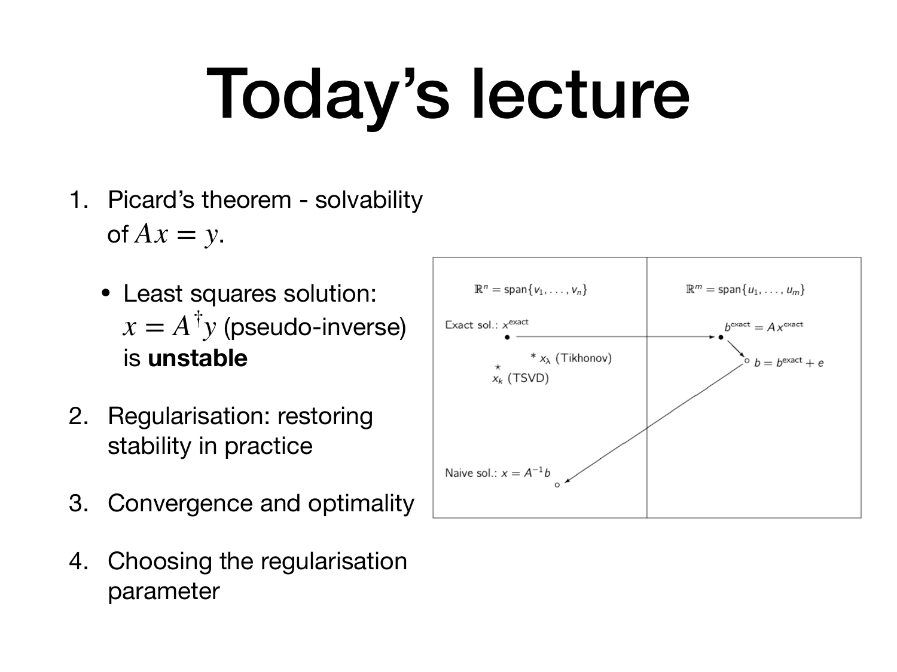# Today's lecture

1. Picard's theorem - solvability of $Ax = y$.
   - Least squares solution: $x = A^{\dagger}y$ (pseudo-inverse) is **unstable**
2. Regularisation: restoring stability in practice
3. Convergence and optimality
4. Choosing the regularisation parameter

$\mathbb{R}^n = \text{span}\{v_1, \ldots, v_n\}$

$\mathbb{R}^m = \text{span}\{u_1, \ldots, u_m\}$

Exact sol.: $x^{\text{exact}}$

$b^{\text{exact}} = A\, x^{\text{exact}}$

$* \; x_\lambda$ (Tikhonov)

$b = b^{\text{exact}} + e$

$x_k$ (TSVD)

Naive sol.: $x = A^{-1}b$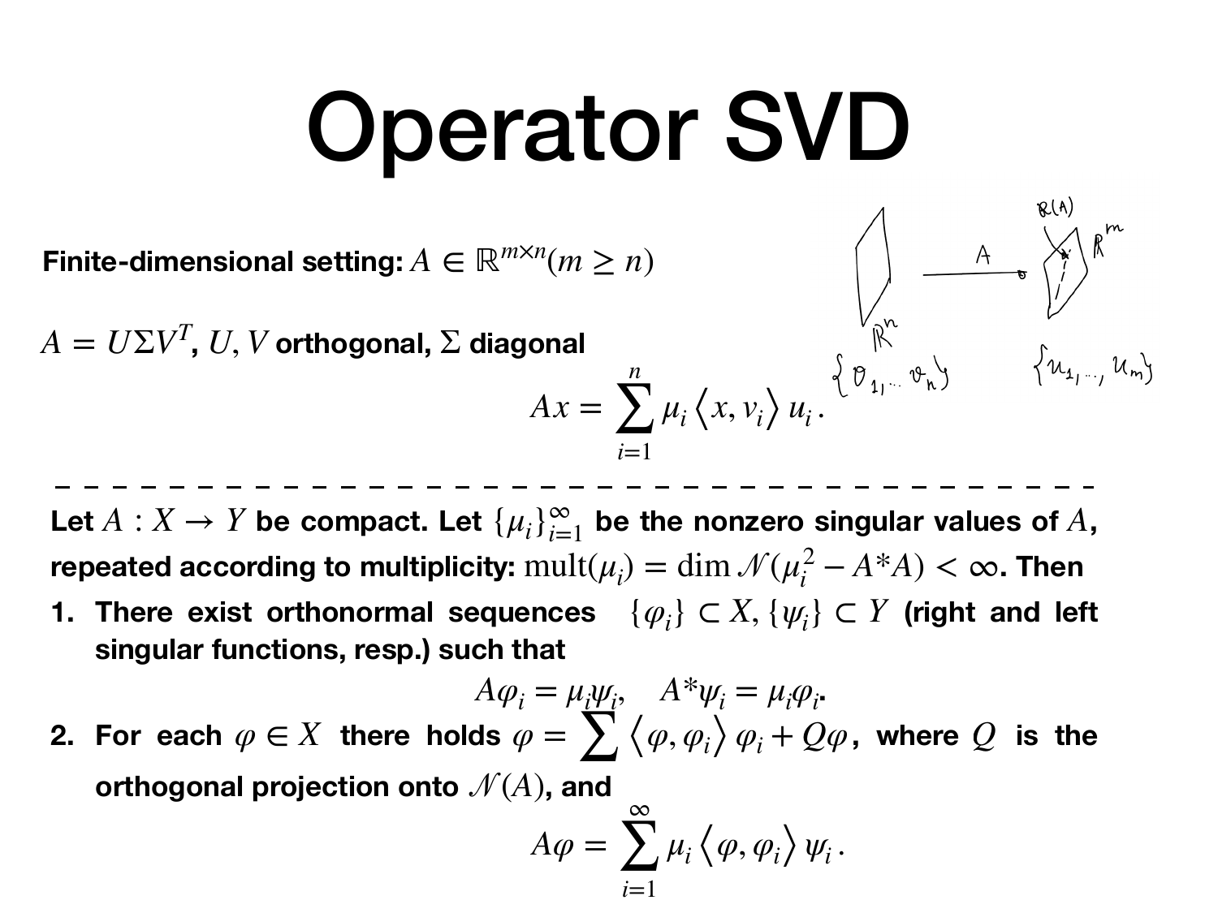# Operator SVD

**Finite-dimensional setting:** $A \in \mathbb{R}^{m \times n} (m \geq n)$

$A = U\Sigma V^T$, $U, V$ **orthogonal,** $\Sigma$ **diagonal**

$$Ax = \sum_{i=1}^{n} \mu_i \left\langle x, v_i \right\rangle u_i \,.$$

---

**Let** $A : X \to Y$ **be compact. Let** $\{\mu_i\}_{i=1}^{\infty}$ **be the nonzero singular values of** $A$**, repeated according to multiplicity:** $\text{mult}(\mu_i) = \dim \mathcal{N}(\mu_i^2 - A^*A) < \infty$**. Then**

1. **There exist orthonormal sequences** $\{\varphi_i\} \subset X, \{\psi_i\} \subset Y$ **(right and left singular functions, resp.) such that**

$$A\varphi_i = \mu_i \psi_i, \quad A^*\psi_i = \mu_i \varphi_i.$$

2. **For each** $\varphi \in X$ **there holds** $\varphi = \sum \left\langle \varphi, \varphi_i \right\rangle \varphi_i + Q\varphi$**, where** $Q$ **is the orthogonal projection onto** $\mathcal{N}(A)$**, and**

$$A\varphi = \sum_{i=1}^{\infty} \mu_i \left\langle \varphi, \varphi_i \right\rangle \psi_i \,.$$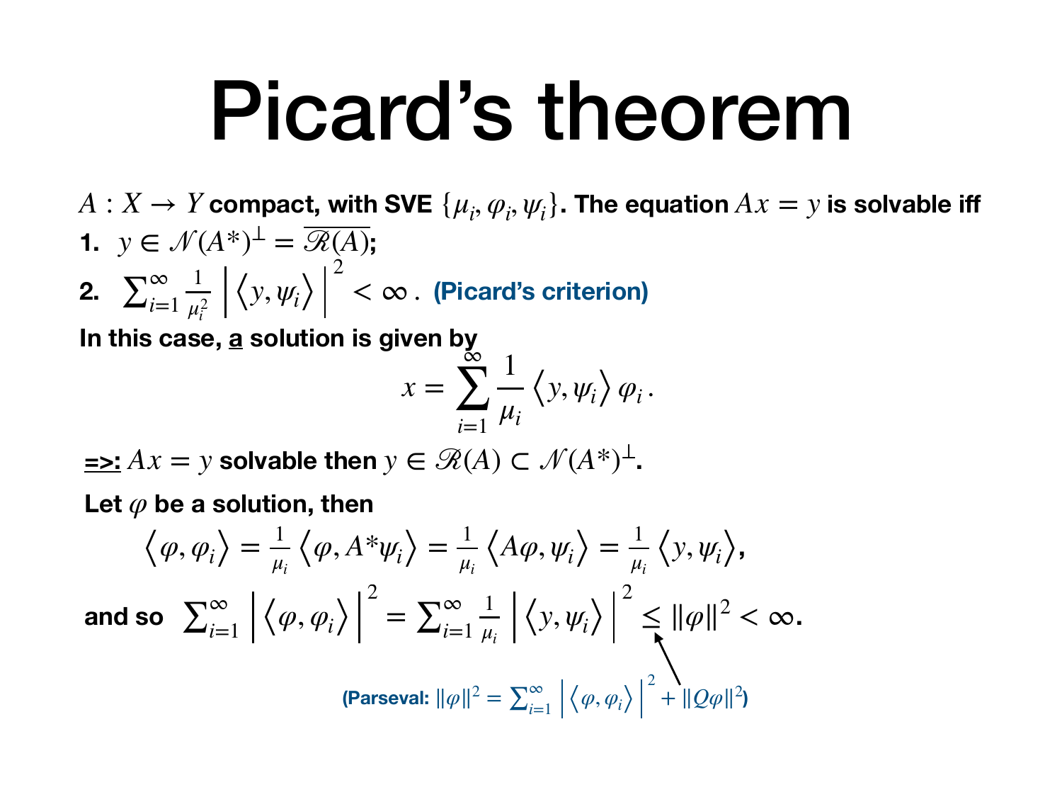# Picard's theorem

$A : X \to Y$ **compact, with SVE** $\{\mu_i, \varphi_i, \psi_i\}$**. The equation** $Ax = y$ **is solvable iff**

1. $y \in \mathcal{N}(A^*)^\perp = \overline{\mathcal{R}(A)}$;
2. $\sum_{i=1}^{\infty} \frac{1}{\mu_i^2} \left| \left\langle y, \psi_i \right\rangle \right|^2 < \infty$ . **(Picard's criterion)**

**In this case, a solution is given by**

$$x = \sum_{i=1}^{\infty} \frac{1}{\mu_i} \left\langle y, \psi_i \right\rangle \varphi_i \, .$$

**=>:** $Ax = y$ **solvable then** $y \in \mathcal{R}(A) \subset \mathcal{N}(A^*)^\perp$.

**Let** $\varphi$ **be a solution, then**

$$\left\langle \varphi, \varphi_i \right\rangle = \frac{1}{\mu_i} \left\langle \varphi, A^* \psi_i \right\rangle = \frac{1}{\mu_i} \left\langle A\varphi, \psi_i \right\rangle = \frac{1}{\mu_i} \left\langle y, \psi_i \right\rangle,$$

**and so** $\sum_{i=1}^{\infty} \left| \left\langle \varphi, \varphi_i \right\rangle \right|^2 = \sum_{i=1}^{\infty} \frac{1}{\mu_i} \left| \left\langle y, \psi_i \right\rangle \right|^2 \leq \|\varphi\|^2 < \infty$.

**(Parseval:** $\|\varphi\|^2 = \sum_{i=1}^{\infty} \left| \left\langle \varphi, \varphi_i \right\rangle \right|^2 + \|Q\varphi\|^2$**)**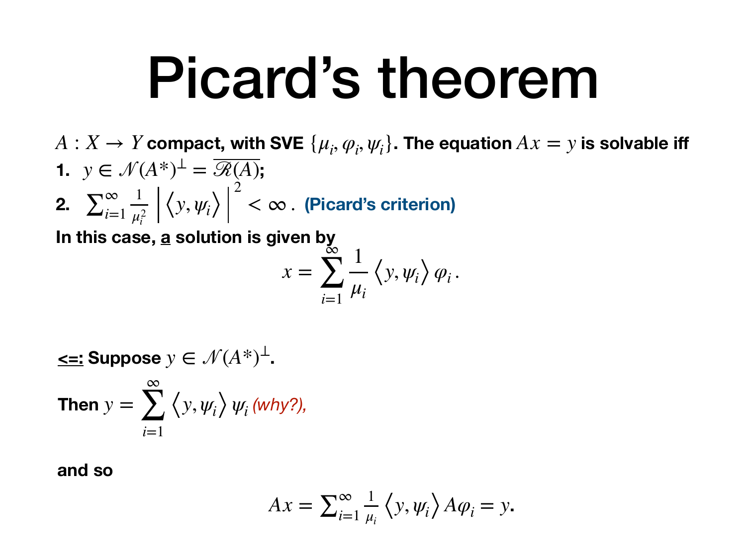# Picard's theorem

$A : X \to Y$ **compact, with SVE** $\{\mu_i, \varphi_i, \psi_i\}$**. The equation** $Ax = y$ **is solvable iff**

1. $y \in \mathcal{N}(A^*)^\perp = \overline{\mathcal{R}(A)}$;
2. $\sum_{i=1}^{\infty} \frac{1}{\mu_i^2} \left| \langle y, \psi_i \rangle \right|^2 < \infty$ . **(Picard's criterion)**

**In this case, a solution is given by**

$$x = \sum_{i=1}^{\infty} \frac{1}{\mu_i} \langle y, \psi_i \rangle \varphi_i .$$

**<=: Suppose** $y \in \mathcal{N}(A^*)^\perp$**.**

**Then** $y = \sum_{i=1}^{\infty} \langle y, \psi_i \rangle \psi_i$ *(why?),*

**and so**

$$Ax = \sum_{i=1}^{\infty} \frac{1}{\mu_i} \langle y, \psi_i \rangle A\varphi_i = y.$$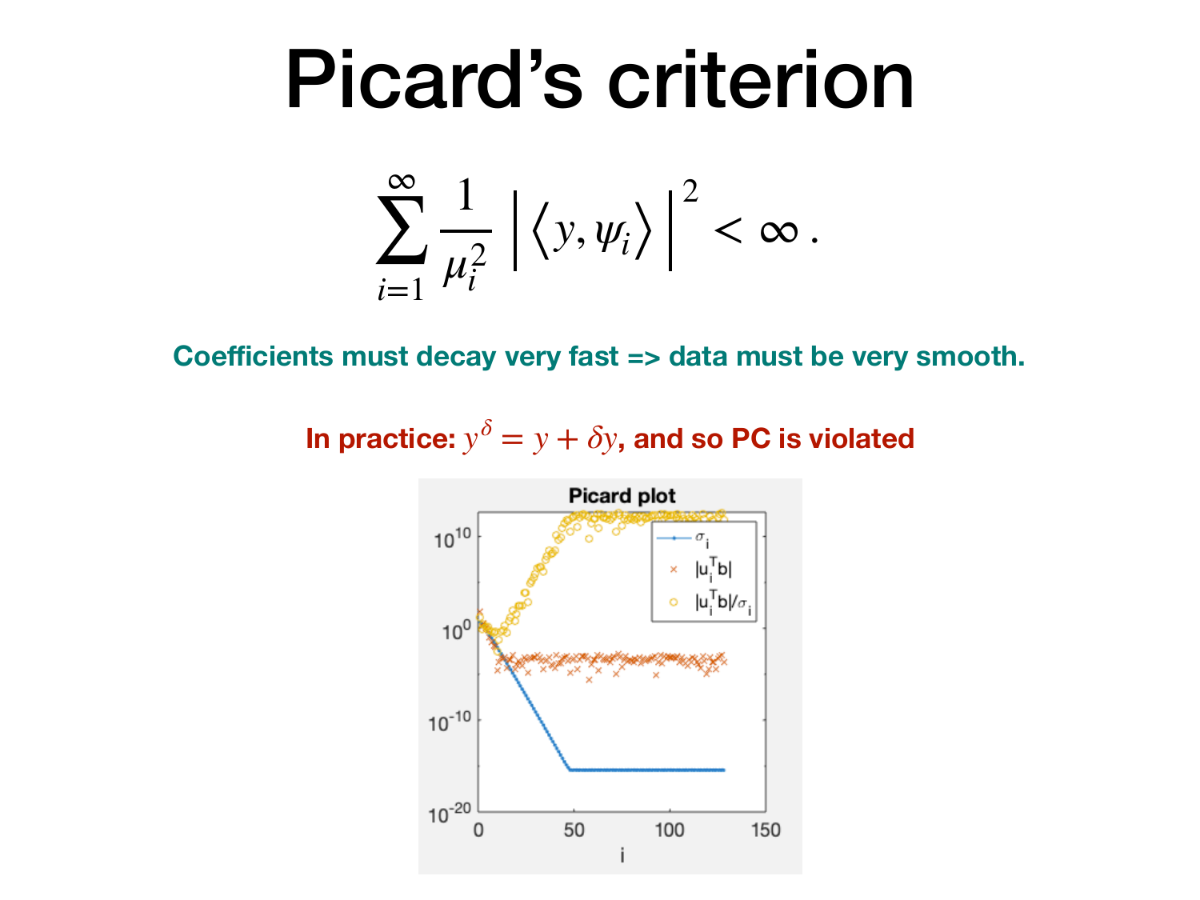# Picard's criterion

$$\sum_{i=1}^{\infty} \frac{1}{\mu_i^2} \left| \langle y, \psi_i \rangle \right|^2 < \infty .$$

**Coefficients must decay very fast => data must be very smooth.**

**In practice: $y^\delta = y + \delta y$, and so PC is violated**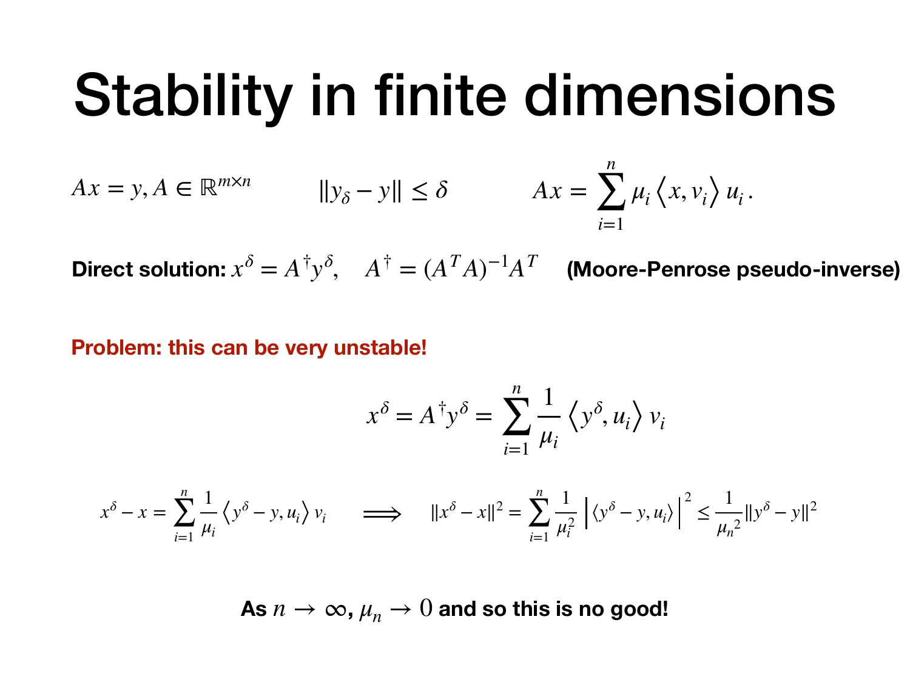# Stability in finite dimensions

$Ax = y, A \in \mathbb{R}^{m \times n}$ $\quad\quad \|y_\delta - y\| \leq \delta$ $\quad\quad Ax = \sum_{i=1}^{n} \mu_i \left\langle x, v_i \right\rangle u_i \, .$

**Direct solution:** $x^\delta = A^\dagger y^\delta, \quad A^\dagger = (A^T A)^{-1} A^T$ **(Moore-Penrose pseudo-inverse)**

**Problem: this can be very unstable!**

$$x^\delta = A^\dagger y^\delta = \sum_{i=1}^{n} \frac{1}{\mu_i} \left\langle y^\delta, u_i \right\rangle v_i$$

$$x^\delta - x = \sum_{i=1}^{n} \frac{1}{\mu_i} \left\langle y^\delta - y, u_i \right\rangle v_i \quad \Longrightarrow \quad \|x^\delta - x\|^2 = \sum_{i=1}^{n} \frac{1}{\mu_i^2} \left| \langle y^\delta - y, u_i \rangle \right|^2 \leq \frac{1}{{\mu_n}^2} \|y^\delta - y\|^2$$

**As $n \to \infty$, $\mu_n \to 0$ and so this is no good!**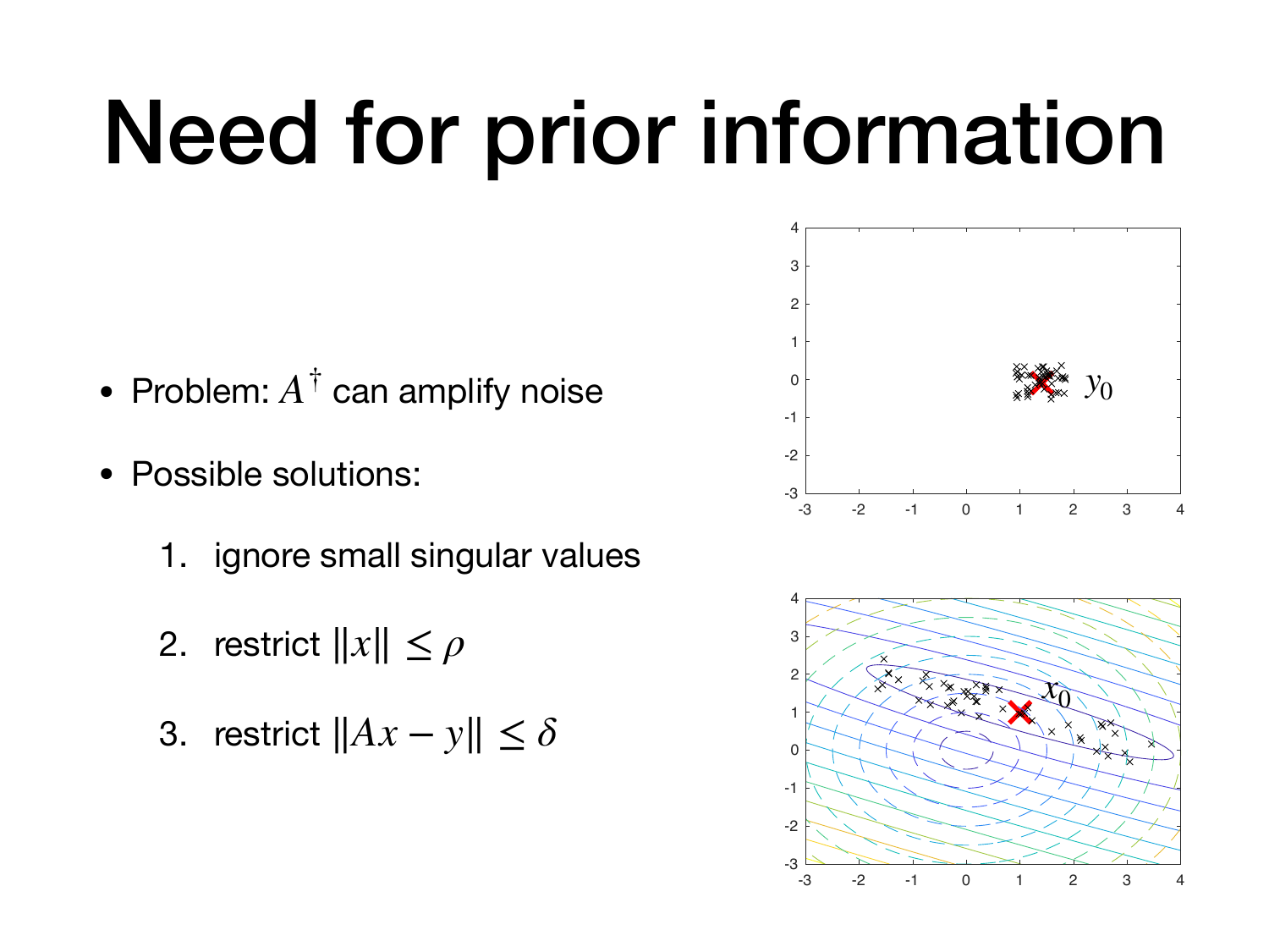# Need for prior information

- Problem: $A^\dagger$ can amplify noise
- Possible solutions:
  1. ignore small singular values
  2. restrict $\|x\| \leq \rho$
  3. restrict $\|Ax - y\| \leq \delta$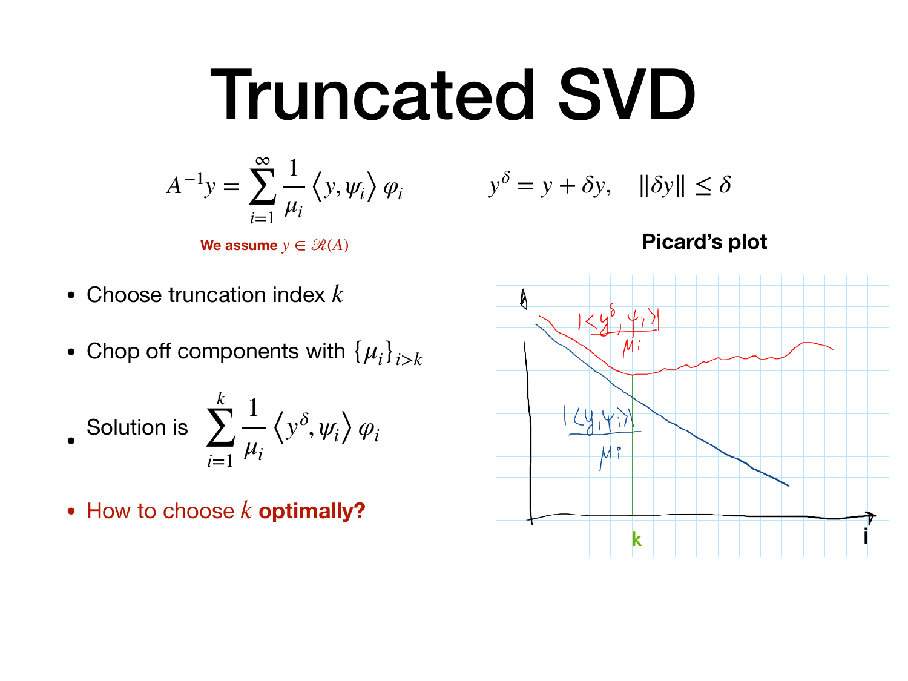# Truncated SVD

$$A^{-1}y = \sum_{i=1}^{\infty} \frac{1}{\mu_i} \langle y, \psi_i \rangle \varphi_i$$

We assume $y \in \mathcal{R}(A)$

$$y^{\delta} = y + \delta y, \quad \|\delta y\| \leq \delta$$

**Picard's plot**

- Choose truncation index $k$
- Chop off components with $\{\mu_i\}_{i>k}$
- Solution is $\displaystyle\sum_{i=1}^{k} \frac{1}{\mu_i} \langle y^{\delta}, \psi_i \rangle \varphi_i$
- How to choose $k$ **optimally?**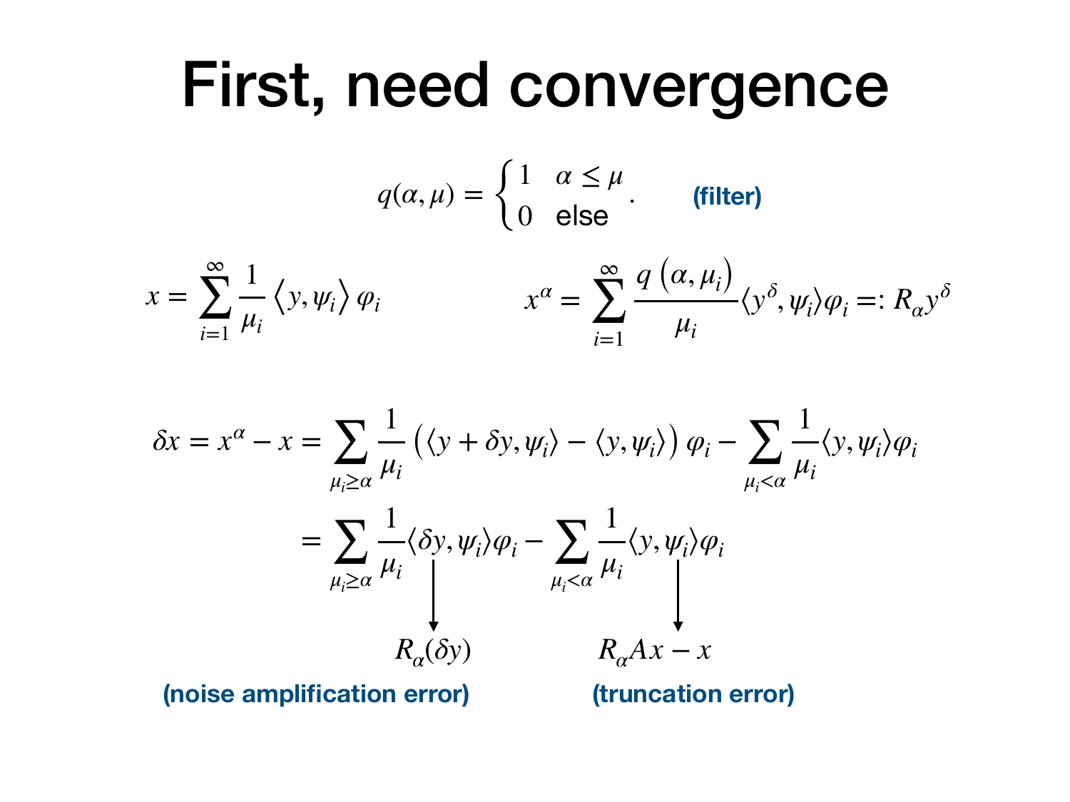# First, need convergence

$$q(\alpha, \mu) = \begin{cases} 1 & \alpha \leq \mu \\ 0 & \text{else} \end{cases}. \qquad \textbf{(filter)}$$

$$x = \sum_{i=1}^{\infty} \frac{1}{\mu_i} \left\langle y, \psi_i \right\rangle \varphi_i \qquad\qquad x^{\alpha} = \sum_{i=1}^{\infty} \frac{q\left(\alpha, \mu_i\right)}{\mu_i} \langle y^{\delta}, \psi_i \rangle \varphi_i =: R_{\alpha} y^{\delta}$$

$$\begin{aligned}
\delta x = x^{\alpha} - x &= \sum_{\mu_i \geq \alpha} \frac{1}{\mu_i} \left( \langle y + \delta y, \psi_i \rangle - \langle y, \psi_i \rangle \right) \varphi_i - \sum_{\mu_i < \alpha} \frac{1}{\mu_i} \langle y, \psi_i \rangle \varphi_i \\
&= \underbrace{\sum_{\mu_i \geq \alpha} \frac{1}{\mu_i} \langle \delta y, \psi_i \rangle \varphi_i}_{R_{\alpha}(\delta y)} - \underbrace{\sum_{\mu_i < \alpha} \frac{1}{\mu_i} \langle y, \psi_i \rangle \varphi_i}_{R_{\alpha} A x - x}
\end{aligned}$$

**(noise amplification error)** $R_{\alpha}(\delta y)$ **(truncation error)** $R_{\alpha} A x - x$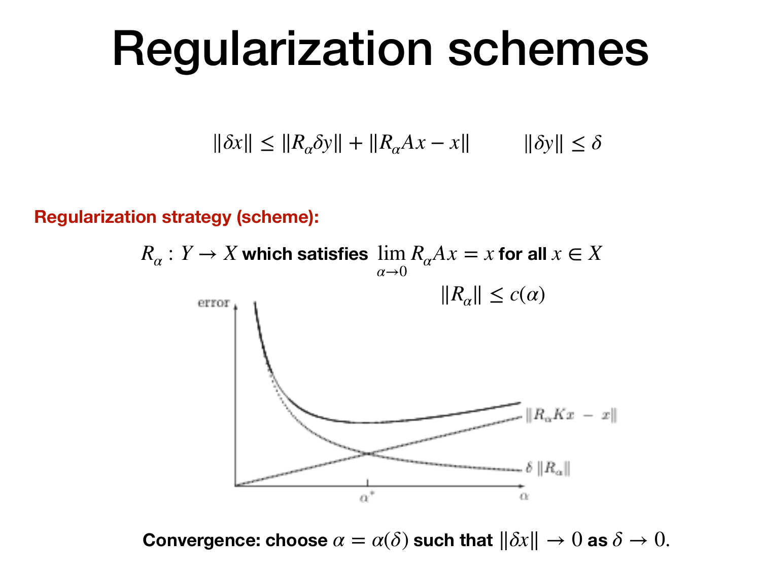# Regularization schemes

$$\|\delta x\| \leq \|R_\alpha \delta y\| + \|R_\alpha A x - x\| \qquad \|\delta y\| \leq \delta$$

**Regularization strategy (scheme):**

$R_\alpha : Y \to X$ **which satisfies** $\lim_{\alpha \to 0} R_\alpha A x = x$ **for all** $x \in X$

$$\|R_\alpha\| \leq c(\alpha)$$

**Convergence: choose** $\alpha = \alpha(\delta)$ **such that** $\|\delta x\| \to 0$ **as** $\delta \to 0$.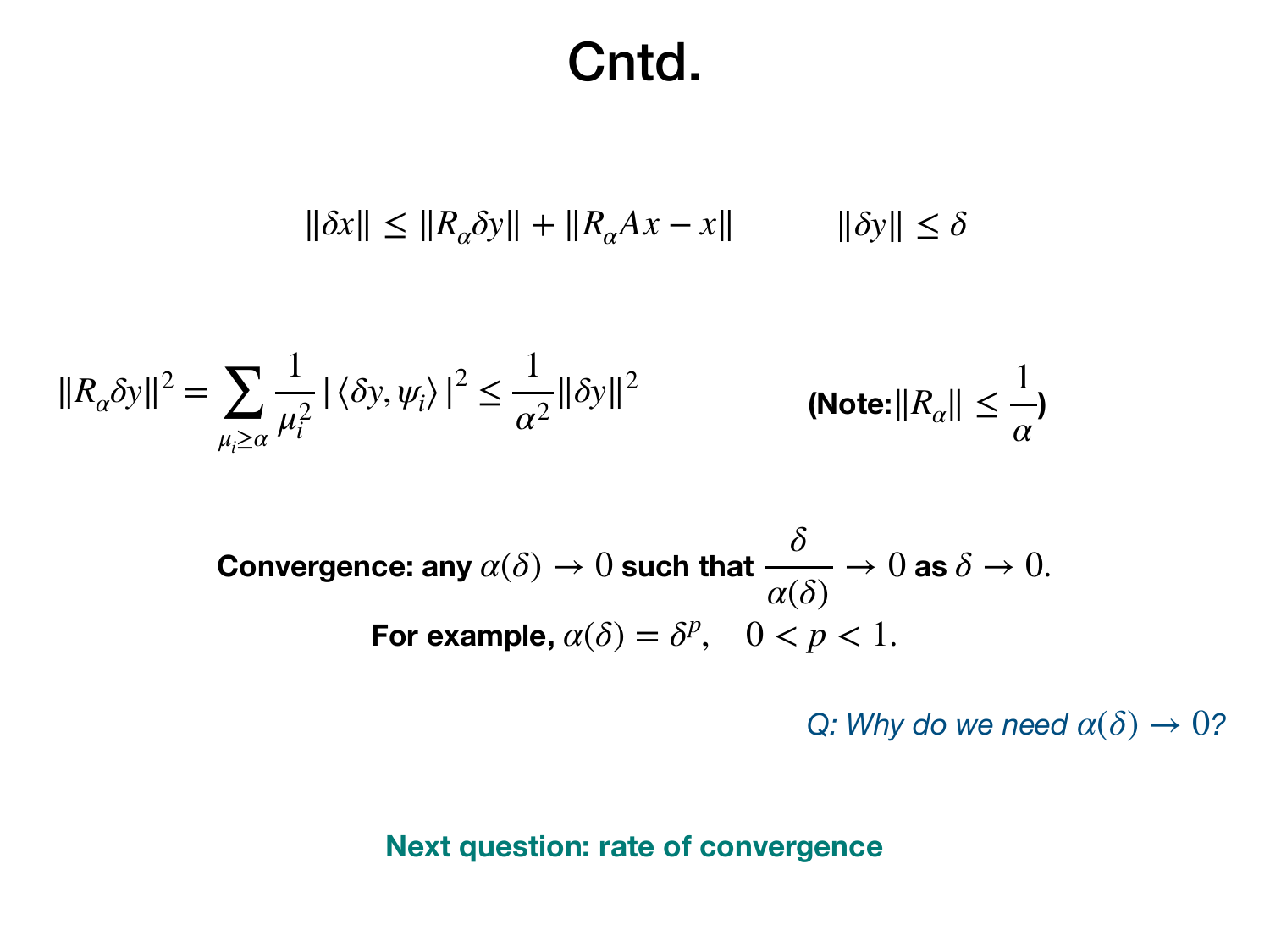# Cntd.

$$\|\delta x\| \leq \|R_\alpha \delta y\| + \|R_\alpha A x - x\| \qquad \|\delta y\| \leq \delta$$

$$\|R_\alpha \delta y\|^2 = \sum_{\mu_i \geq \alpha} \frac{1}{\mu_i^2} |\langle \delta y, \psi_i \rangle|^2 \leq \frac{1}{\alpha^2} \|\delta y\|^2$$

**(Note:** $\|R_\alpha\| \leq \dfrac{1}{\alpha}$**)**

**Convergence: any** $\alpha(\delta) \to 0$ **such that** $\dfrac{\delta}{\alpha(\delta)} \to 0$ **as** $\delta \to 0$.

**For example,** $\alpha(\delta) = \delta^p, \quad 0 < p < 1.$

*Q: Why do we need* $\alpha(\delta) \to 0$*?*

**Next question: rate of convergence**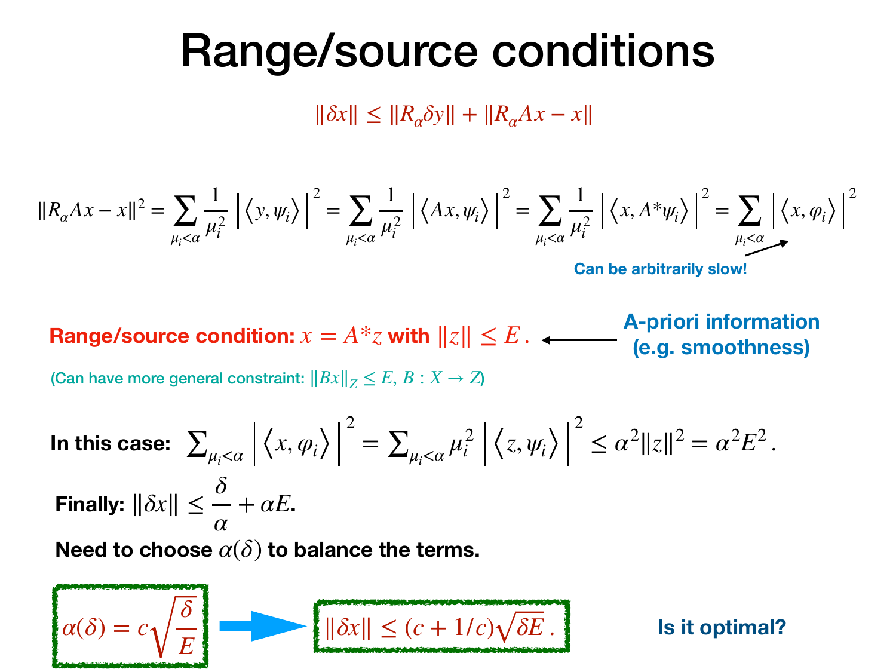# Range/source conditions

$$\|\delta x\| \leq \|R_\alpha \delta y\| + \|R_\alpha A x - x\|$$

$$\|R_\alpha A x - x\|^2 = \sum_{\mu_i < \alpha} \frac{1}{\mu_i^2} \left| \left\langle y, \psi_i \right\rangle \right|^2 = \sum_{\mu_i < \alpha} \frac{1}{\mu_i^2} \left| \left\langle Ax, \psi_i \right\rangle \right|^2 = \sum_{\mu_i < \alpha} \frac{1}{\mu_i^2} \left| \left\langle x, A^* \psi_i \right\rangle \right|^2 = \sum_{\mu_i < \alpha} \left| \left\langle x, \varphi_i \right\rangle \right|^2$$

Can be arbitrarily slow!

**Range/source condition:** $x = A^* z$ **with** $\|z\| \leq E$. ⟵ **A-priori information (e.g. smoothness)**

(Can have more general constraint: $\|Bx\|_Z \leq E,\ B : X \to Z$)

**In this case:** $\sum_{\mu_i < \alpha} \left| \left\langle x, \varphi_i \right\rangle \right|^2 = \sum_{\mu_i < \alpha} \mu_i^2 \left| \left\langle z, \psi_i \right\rangle \right|^2 \leq \alpha^2 \|z\|^2 = \alpha^2 E^2$.

**Finally:** $\|\delta x\| \leq \dfrac{\delta}{\alpha} + \alpha E$.

**Need to choose** $\alpha(\delta)$ **to balance the terms.**

$$\alpha(\delta) = c\sqrt{\frac{\delta}{E}} \quad \Longrightarrow \quad \|\delta x\| \leq (c + 1/c)\sqrt{\delta E}\,.$$

**Is it optimal?**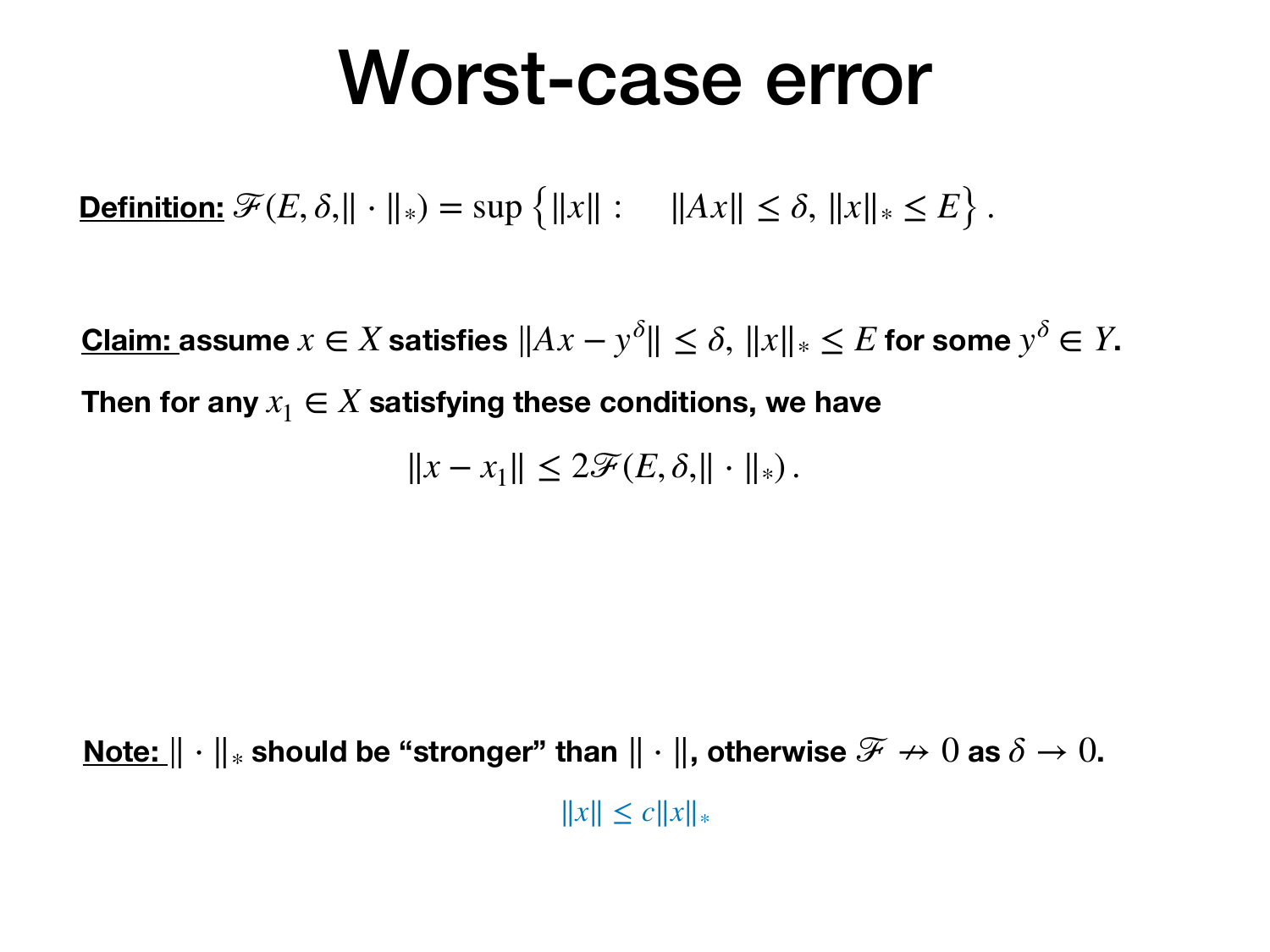# Worst-case error

**Definition:** $\mathscr{F}(E, \delta, \|\cdot\|_*) = \sup\left\{\|x\| : \quad \|Ax\| \leq \delta,\, \|x\|_* \leq E\right\}.$

**Claim: assume $x \in X$ satisfies $\|Ax - y^\delta\| \leq \delta,\, \|x\|_* \leq E$ for some $y^\delta \in Y$.**

**Then for any $x_1 \in X$ satisfying these conditions, we have**

$$\|x - x_1\| \leq 2\mathscr{F}(E, \delta, \|\cdot\|_*)\,.$$

**Note: $\|\cdot\|_*$ should be "stronger" than $\|\cdot\|$, otherwise $\mathscr{F} \nrightarrow 0$ as $\delta \to 0$.**

$$\|x\| \leq c\|x\|_*$$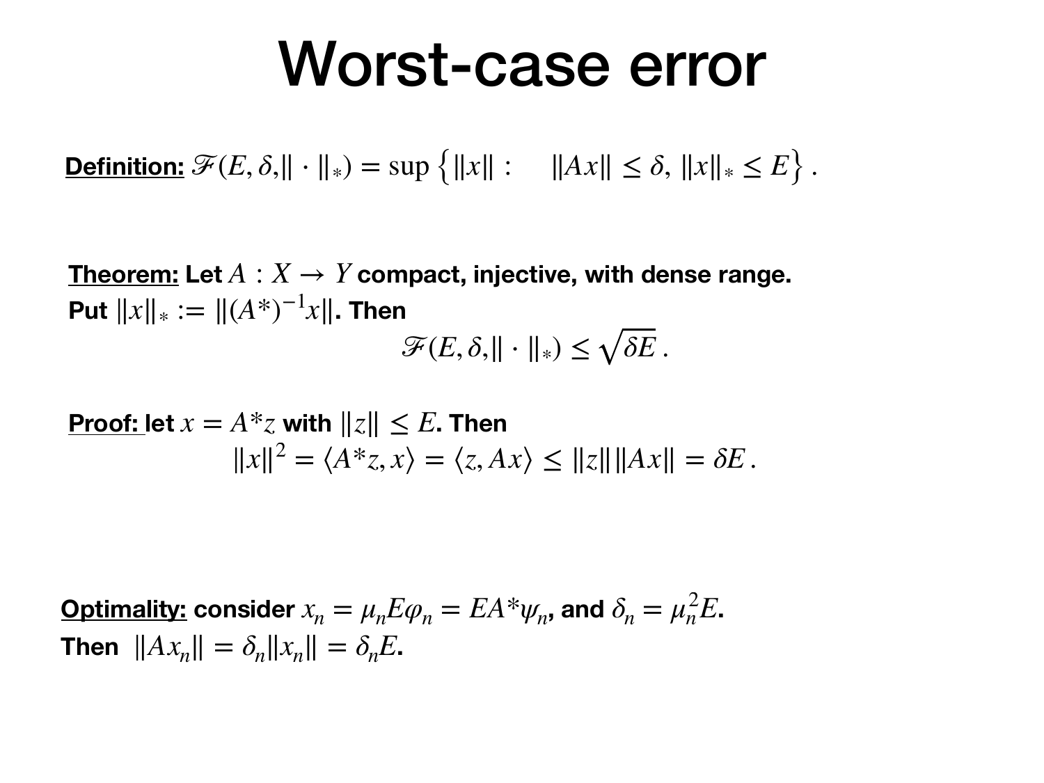# Worst-case error

**<u>Definition:</u>** $\mathscr{F}(E, \delta, \|\cdot\|_*) = \sup\left\{\|x\| : \quad \|Ax\| \leq \delta, \|x\|_* \leq E\right\}.$

**<u>Theorem:</u> Let** $A : X \to Y$ **compact, injective, with dense range.**
**Put** $\|x\|_* := \|(A^*)^{-1}x\|$. **Then**

$$\mathscr{F}(E, \delta, \|\cdot\|_*) \leq \sqrt{\delta E}\,.$$

**<u>Proof:</u> let** $x = A^*z$ **with** $\|z\| \leq E$. **Then**

$$\|x\|^2 = \langle A^*z, x\rangle = \langle z, Ax\rangle \leq \|z\|\|Ax\| = \delta E\,.$$

**<u>Optimality:</u> consider** $x_n = \mu_n E\varphi_n = EA^*\psi_n$, **and** $\delta_n = \mu_n^2 E$.
**Then** $\|Ax_n\| = \delta_n \|x_n\| = \delta_n E$.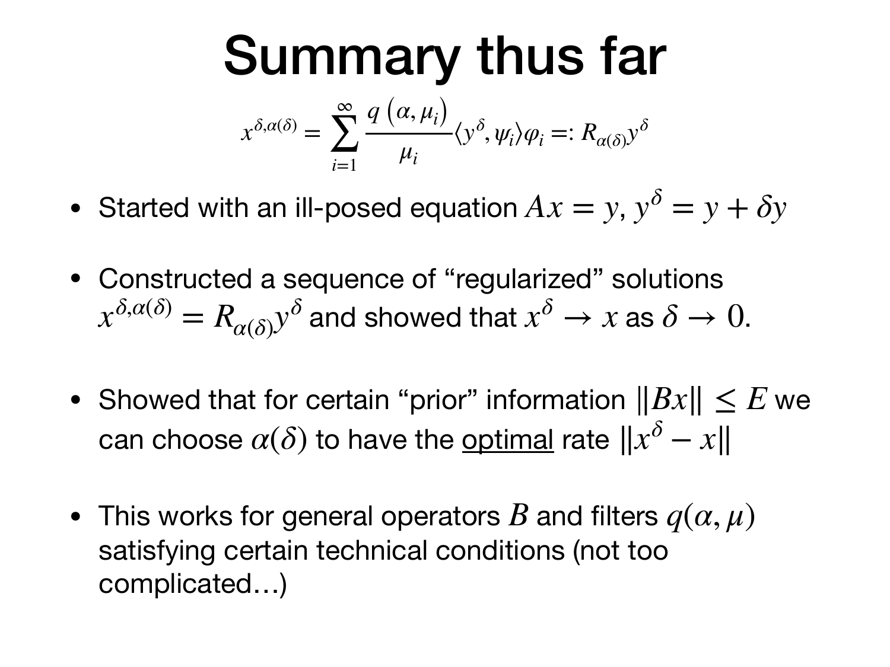# Summary thus far

$$x^{\delta,\alpha(\delta)} = \sum_{i=1}^{\infty} \frac{q\left(\alpha, \mu_i\right)}{\mu_i} \langle y^\delta, \psi_i \rangle \varphi_i =: R_{\alpha(\delta)} y^\delta$$

- Started with an ill-posed equation $Ax = y$, $y^\delta = y + \delta y$
- Constructed a sequence of "regularized" solutions $x^{\delta,\alpha(\delta)} = R_{\alpha(\delta)} y^\delta$ and showed that $x^\delta \to x$ as $\delta \to 0$.
- Showed that for certain "prior" information $\|Bx\| \leq E$ we can choose $\alpha(\delta)$ to have the optimal rate $\|x^\delta - x\|$
- This works for general operators $B$ and filters $q(\alpha, \mu)$ satisfying certain technical conditions (not too complicated…)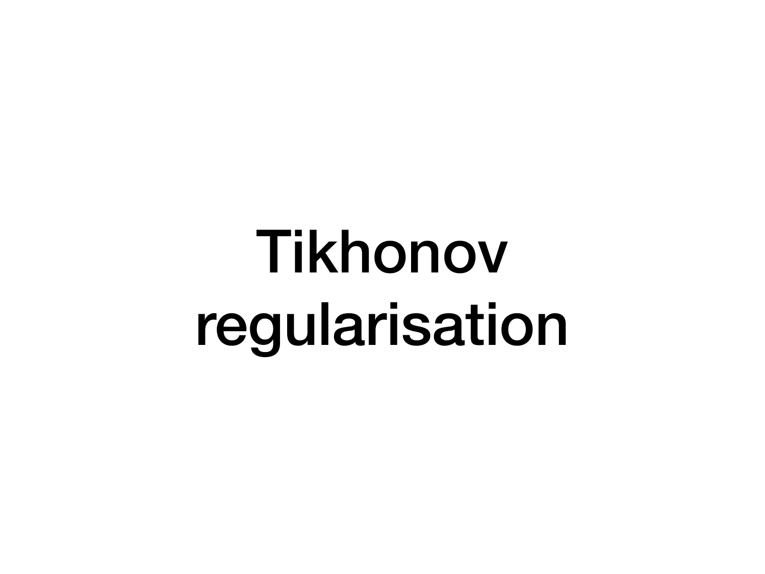# Tikhonov regularisation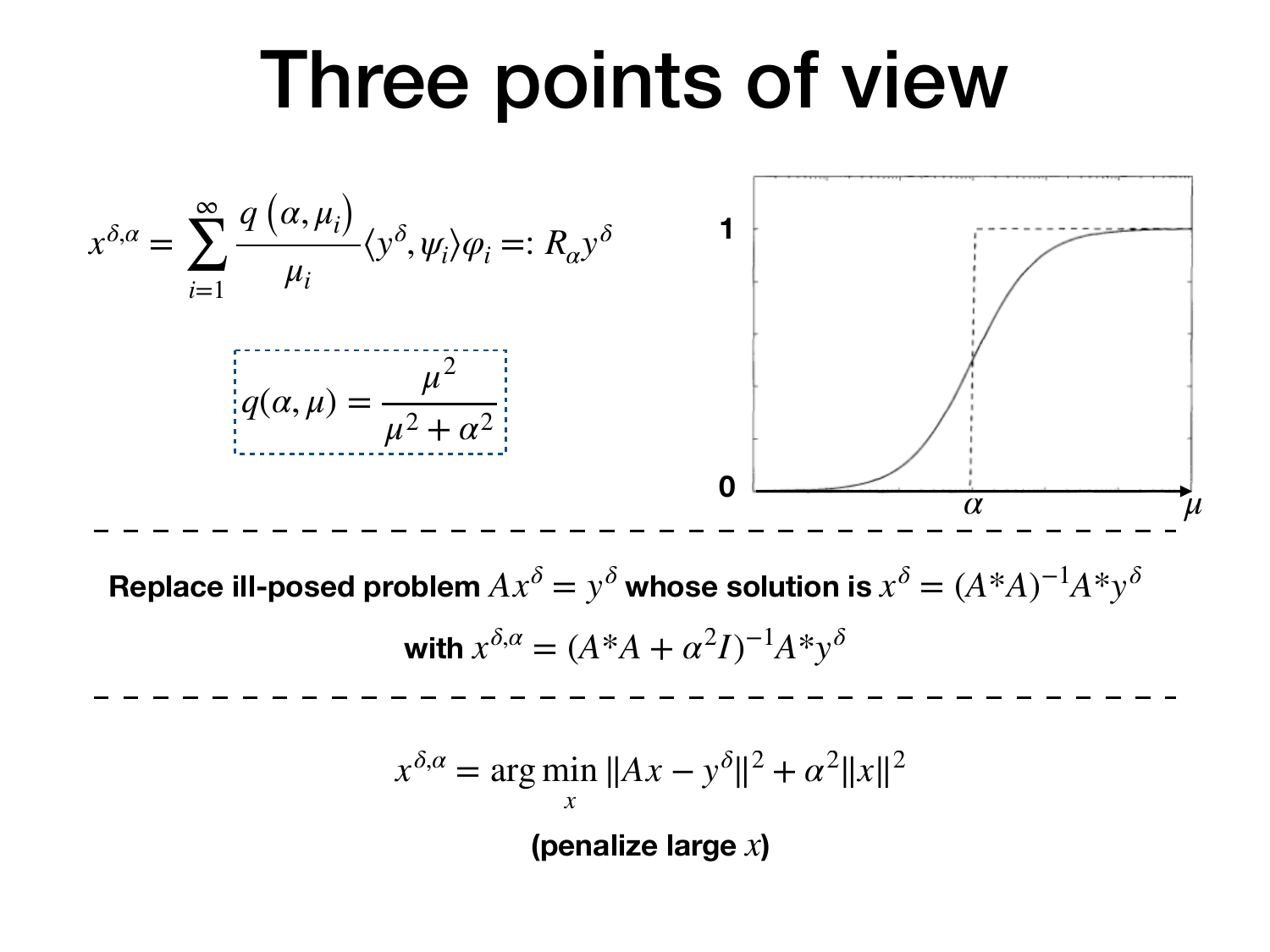# Three points of view

$$x^{\delta,\alpha} = \sum_{i=1}^{\infty} \frac{q\left(\alpha, \mu_i\right)}{\mu_i} \langle y^\delta, \psi_i \rangle \varphi_i =: R_\alpha y^\delta$$

$$q(\alpha, \mu) = \frac{\mu^2}{\mu^2 + \alpha^2}$$

---

**Replace ill-posed problem** $Ax^\delta = y^\delta$ **whose solution is** $x^\delta = (A^*A)^{-1}A^*y^\delta$

**with** $x^{\delta,\alpha} = (A^*A + \alpha^2 I)^{-1}A^*y^\delta$

---

$$x^{\delta,\alpha} = \arg\min_x \|Ax - y^\delta\|^2 + \alpha^2\|x\|^2$$

**(penalize large** $x$**)**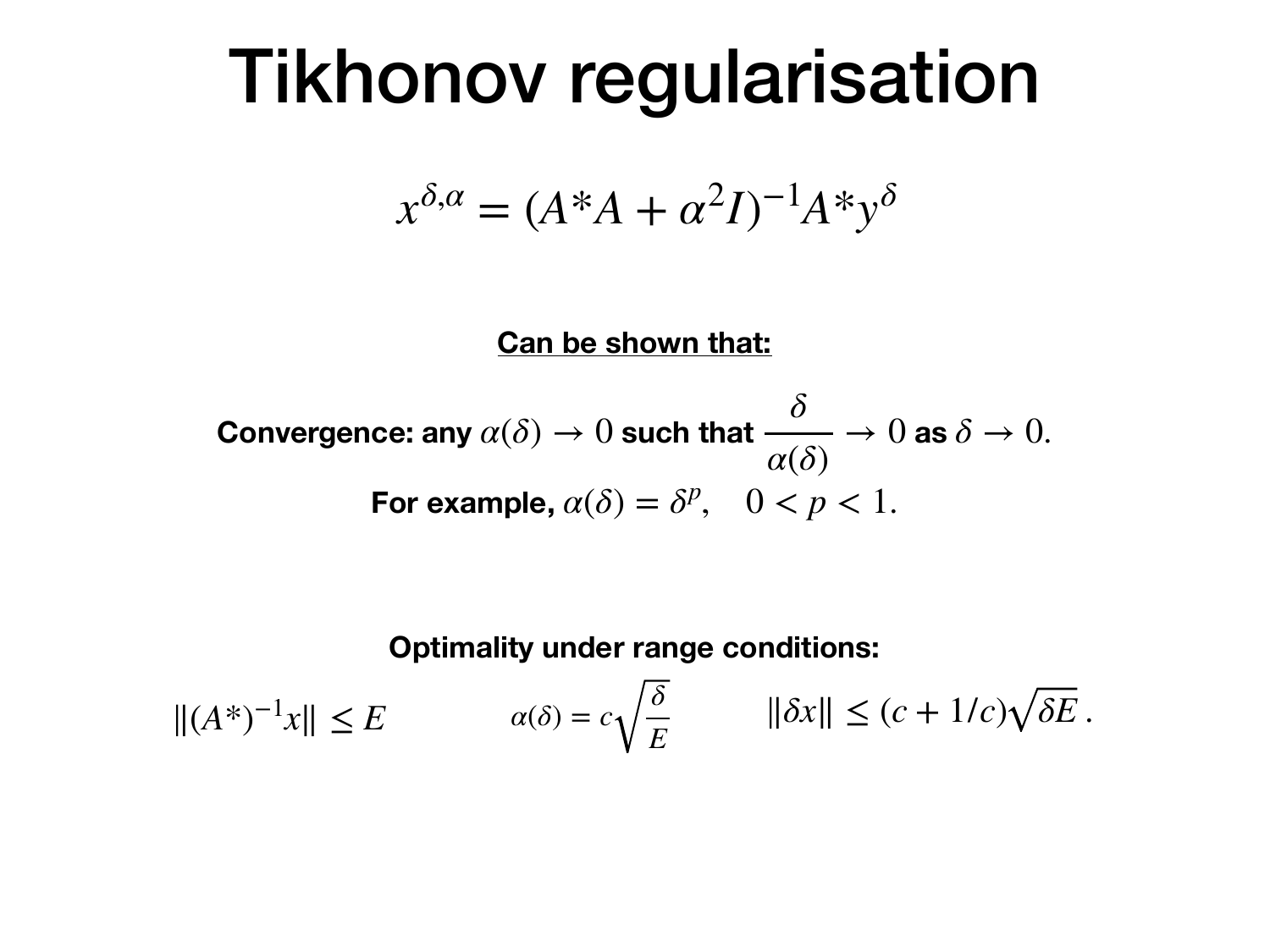# Tikhonov regularisation

$$x^{\delta,\alpha} = (A^*A + \alpha^2 I)^{-1} A^* y^\delta$$

**Can be shown that:**

**Convergence: any** $\alpha(\delta) \to 0$ **such that** $\dfrac{\delta}{\alpha(\delta)} \to 0$ **as** $\delta \to 0$.

**For example,** $\alpha(\delta) = \delta^p, \quad 0 < p < 1.$

**Optimality under range conditions:**

$\|(A^*)^{-1}x\| \leq E$ $\qquad$ $\alpha(\delta) = c\sqrt{\dfrac{\delta}{E}}$ $\qquad$ $\|\delta x\| \leq (c + 1/c)\sqrt{\delta E}\,.$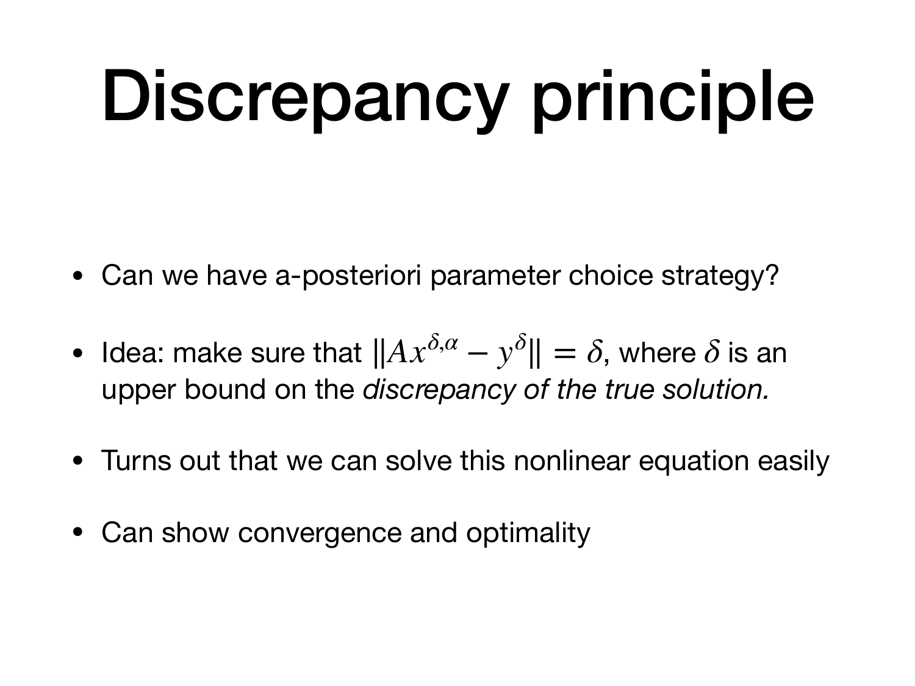# Discrepancy principle

- Can we have a-posteriori parameter choice strategy?
- Idea: make sure that $\|Ax^{\delta,\alpha} - y^{\delta}\| = \delta$, where $\delta$ is an upper bound on the *discrepancy of the true solution.*
- Turns out that we can solve this nonlinear equation easily
- Can show convergence and optimality